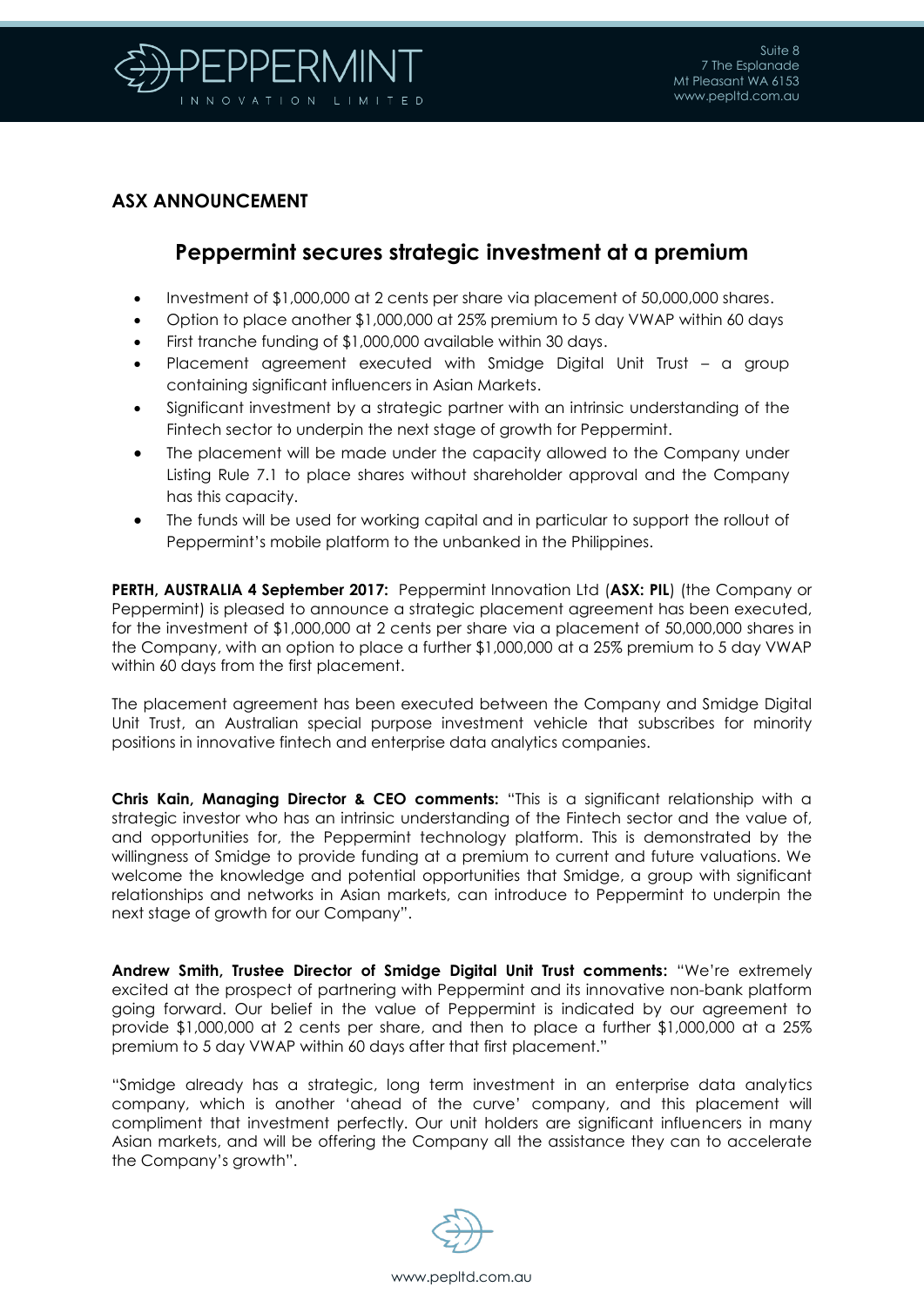## ASX ANNOUNCEMENT

# Peppermint secures strategic investment at a premium

- Investment of $1,000,000 at 2 cents per share via placement of 50,000,000 shares.
- Option to place another $1,000,000 at 25% premium to 5 day VWAP within 60 days
- First tranche funding of $1,000,000 available within 30 days.
- Placement agreement executed with Smidge Digital Unit Trust – a group containing significant influencers in Asian Markets.
- Significant investment by a strategic partner with an intrinsic understanding of the Fintech sector to underpin the next stage of growth for Peppermint.
- The placement will be made under the capacity allowed to the Company under Listing Rule 7.1 to place shares without shareholder approval and the Company has this capacity.
- The funds will be used for working capital and in particular to support the rollout of Peppermint's mobile platform to the unbanked in the Philippines.

**PERTH, AUSTRALIA 4 September 2017:** Peppermint Innovation Ltd (**ASX: PIL**) (the Company or Peppermint) is pleased to announce a strategic placement agreement has been executed, for the investment of $1,000,000 at 2 cents per share via a placement of 50,000,000 shares in the Company, with an option to place a further $1,000,000 at a 25% premium to 5 day VWAP within 60 days from the first placement.

The placement agreement has been executed between the Company and Smidge Digital Unit Trust, an Australian special purpose investment vehicle that subscribes for minority positions in innovative fintech and enterprise data analytics companies.

**Chris Kain, Managing Director & CEO comments:** "This is a significant relationship with a strategic investor who has an intrinsic understanding of the Fintech sector and the value of, and opportunities for, the Peppermint technology platform. This is demonstrated by the willingness of Smidge to provide funding at a premium to current and future valuations. We welcome the knowledge and potential opportunities that Smidge, a group with significant relationships and networks in Asian markets, can introduce to Peppermint to underpin the next stage of growth for our Company".

**Andrew Smith, Trustee Director of Smidge Digital Unit Trust comments:** "We're extremely excited at the prospect of partnering with Peppermint and its innovative non-bank platform going forward. Our belief in the value of Peppermint is indicated by our agreement to provide $1,000,000 at 2 cents per share, and then to place a further $1,000,000 at a 25% premium to 5 day VWAP within 60 days after that first placement."

"Smidge already has a strategic, long term investment in an enterprise data analytics company, which is another 'ahead of the curve' company, and this placement will compliment that investment perfectly. Our unit holders are significant influencers in many Asian markets, and will be offering the Company all the assistance they can to accelerate the Company's growth".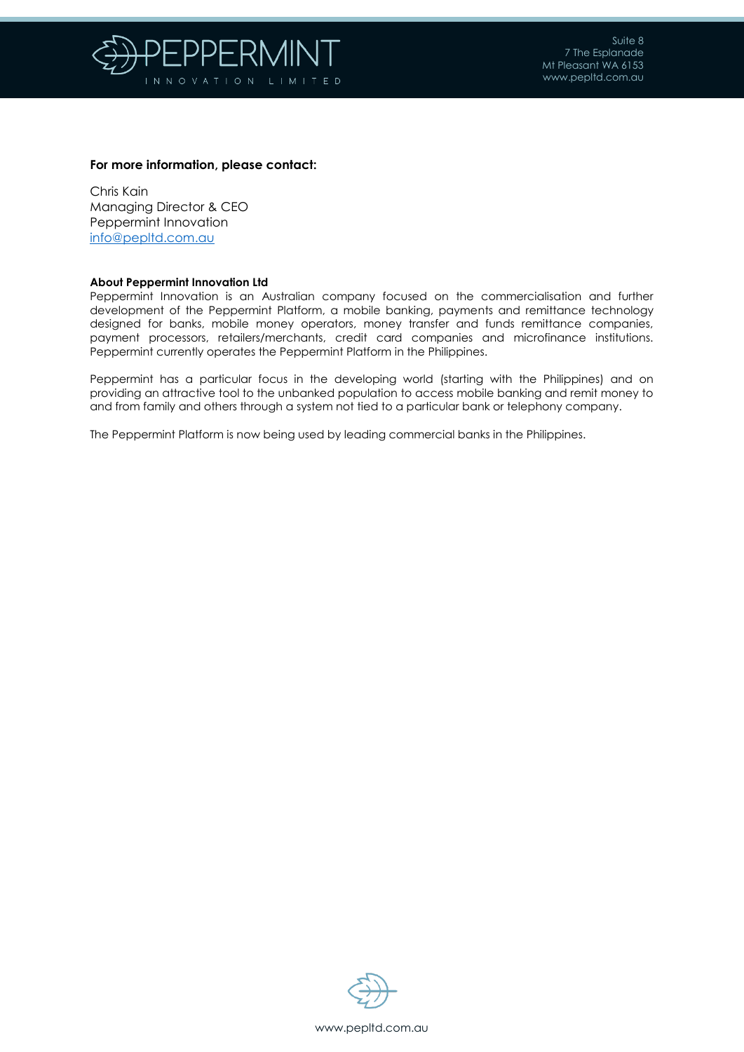**For more information, please contact:**

Chris Kain
Managing Director & CEO
Peppermint Innovation
info@pepltd.com.au

**About Peppermint Innovation Ltd**

Peppermint Innovation is an Australian company focused on the commercialisation and further development of the Peppermint Platform, a mobile banking, payments and remittance technology designed for banks, mobile money operators, money transfer and funds remittance companies, payment processors, retailers/merchants, credit card companies and microfinance institutions. Peppermint currently operates the Peppermint Platform in the Philippines.

Peppermint has a particular focus in the developing world (starting with the Philippines) and on providing an attractive tool to the unbanked population to access mobile banking and remit money to and from family and others through a system not tied to a particular bank or telephony company.

The Peppermint Platform is now being used by leading commercial banks in the Philippines.